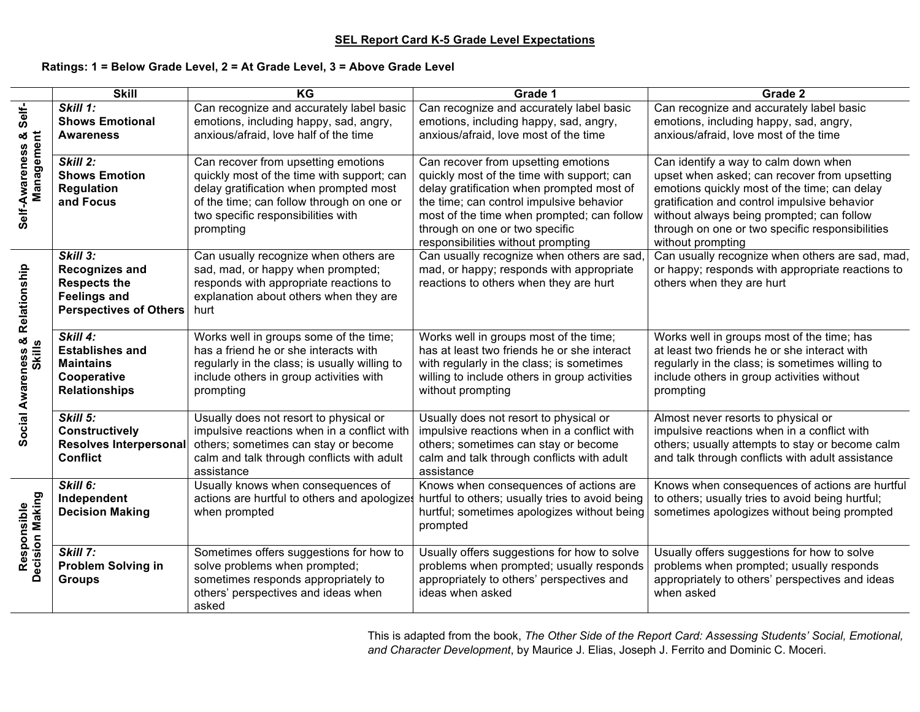## SEL Report Card K-5 Grade Level Expectations

**Ratings: 1 = Below Grade Level, 2 = At Grade Level, 3 = Above Grade Level**

| | Skill | KG | Grade 1 | Grade 2 |
|---|---|---|---|---|
| **Self-Awareness & Self-Management** | ***Skill 1:*** **Shows Emotional Awareness** | Can recognize and accurately label basic emotions, including happy, sad, angry, anxious/afraid, love half of the time | Can recognize and accurately label basic emotions, including happy, sad, angry, anxious/afraid, love most of the time | Can recognize and accurately label basic emotions, including happy, sad, angry, anxious/afraid, love most of the time |
| | ***Skill 2:*** **Shows Emotion Regulation and Focus** | Can recover from upsetting emotions quickly most of the time with support; can delay gratification when prompted most of the time; can follow through on one or two specific responsibilities with prompting | Can recover from upsetting emotions quickly most of the time with support; can delay gratification when prompted most of the time; can control impulsive behavior most of the time when prompted; can follow through on one or two specific responsibilities without prompting | Can identify a way to calm down when upset when asked; can recover from upsetting emotions quickly most of the time; can delay gratification and control impulsive behavior without always being prompted; can follow through on one or two specific responsibilities without prompting |
| **Social Awareness & Relationship Skills** | ***Skill 3:*** **Recognizes and Respects the Feelings and Perspectives of Others** | Can usually recognize when others are sad, mad, or happy when prompted; responds with appropriate reactions to explanation about others when they are hurt | Can usually recognize when others are sad, mad, or happy; responds with appropriate reactions to others when they are hurt | Can usually recognize when others are sad, mad, or happy; responds with appropriate reactions to others when they are hurt |
| | ***Skill 4:*** **Establishes and Maintains Cooperative Relationships** | Works well in groups some of the time; has a friend he or she interacts with regularly in the class; is usually willing to include others in group activities with prompting | Works well in groups most of the time; has at least two friends he or she interact with regularly in the class; is sometimes willing to include others in group activities without prompting | Works well in groups most of the time; has at least two friends he or she interact with regularly in the class; is sometimes willing to include others in group activities without prompting |
| | ***Skill 5:*** **Constructively Resolves Interpersonal Conflict** | Usually does not resort to physical or impulsive reactions when in a conflict with others; sometimes can stay or become calm and talk through conflicts with adult assistance | Usually does not resort to physical or impulsive reactions when in a conflict with others; sometimes can stay or become calm and talk through conflicts with adult assistance | Almost never resorts to physical or impulsive reactions when in a conflict with others; usually attempts to stay or become calm and talk through conflicts with adult assistance |
| **Responsible Decision Making** | ***Skill 6:*** **Independent Decision Making** | Usually knows when consequences of actions are hurtful to others and apologizes when prompted | Knows when consequences of actions are hurtful to others; usually tries to avoid being hurtful; sometimes apologizes without being prompted | Knows when consequences of actions are hurtful to others; usually tries to avoid being hurtful; sometimes apologizes without being prompted |
| | ***Skill 7:*** **Problem Solving in Groups** | Sometimes offers suggestions for how to solve problems when prompted; sometimes responds appropriately to others' perspectives and ideas when asked | Usually offers suggestions for how to solve problems when prompted; usually responds appropriately to others' perspectives and ideas when asked | Usually offers suggestions for how to solve problems when prompted; usually responds appropriately to others' perspectives and ideas when asked |

This is adapted from the book, *The Other Side of the Report Card: Assessing Students' Social, Emotional, and Character Development*, by Maurice J. Elias, Joseph J. Ferrito and Dominic C. Moceri.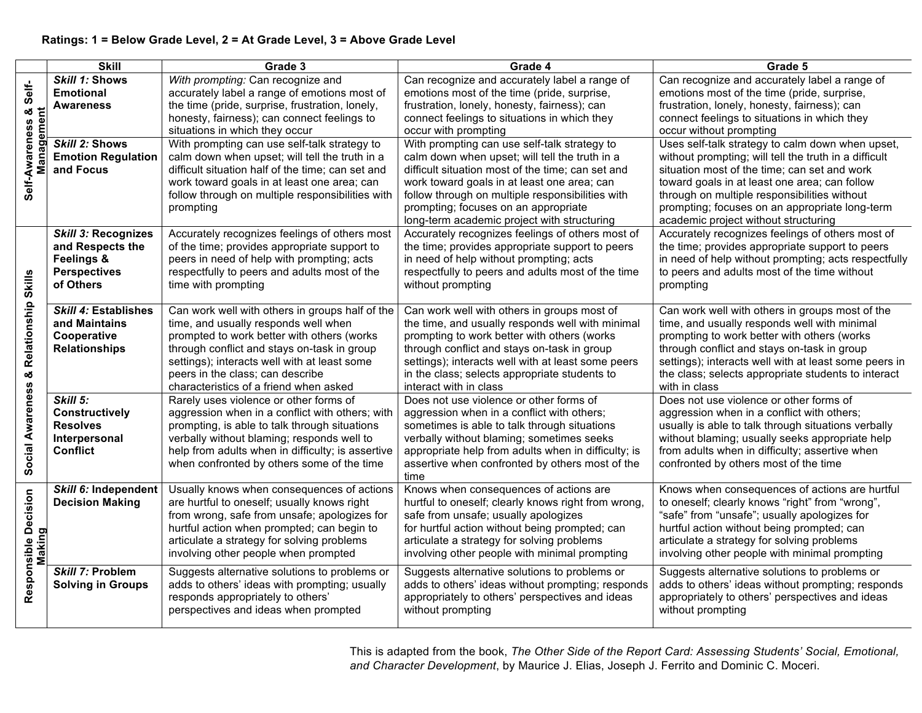**Ratings: 1 = Below Grade Level, 2 = At Grade Level, 3 = Above Grade Level**

| | Skill | Grade 3 | Grade 4 | Grade 5 |
|---|---|---|---|---|
| **Self-Awareness & Self-Management** | ***Skill 1:* Shows Emotional Awareness** | *With prompting:* Can recognize and accurately label a range of emotions most of the time (pride, surprise, frustration, lonely, honesty, fairness); can connect feelings to situations in which they occur | Can recognize and accurately label a range of emotions most of the time (pride, surprise, frustration, lonely, honesty, fairness); can connect feelings to situations in which they occur with prompting | Can recognize and accurately label a range of emotions most of the time (pride, surprise, frustration, lonely, honesty, fairness); can connect feelings to situations in which they occur without prompting |
| | ***Skill 2:* Shows Emotion Regulation and Focus** | With prompting can use self-talk strategy to calm down when upset; will tell the truth in a difficult situation half of the time; can set and work toward goals in at least one area; can follow through on multiple responsibilities with prompting | With prompting can use self-talk strategy to calm down when upset; will tell the truth in a difficult situation most of the time; can set and work toward goals in at least one area; can follow through on multiple responsibilities with prompting; focuses on an appropriate long-term academic project with structuring | Uses self-talk strategy to calm down when upset, without prompting; will tell the truth in a difficult situation most of the time; can set and work toward goals in at least one area; can follow through on multiple responsibilities without prompting; focuses on an appropriate long-term academic project without structuring |
| **Social Awareness & Relationship Skills** | ***Skill 3:* Recognizes and Respects the Feelings & Perspectives of Others** | Accurately recognizes feelings of others most of the time; provides appropriate support to peers in need of help with prompting; acts respectfully to peers and adults most of the time with prompting | Accurately recognizes feelings of others most of the time; provides appropriate support to peers in need of help without prompting; acts respectfully to peers and adults most of the time without prompting | Accurately recognizes feelings of others most of the time; provides appropriate support to peers in need of help without prompting; acts respectfully to peers and adults most of the time without prompting |
| | ***Skill 4:* Establishes and Maintains Cooperative Relationships** | Can work well with others in groups half of the time, and usually responds well when prompted to work better with others (works through conflict and stays on-task in group settings); interacts well with at least some peers in the class; can describe characteristics of a friend when asked | Can work well with others in groups most of the time, and usually responds well with minimal prompting to work better with others (works through conflict and stays on-task in group settings); interacts well with at least some peers in the class; selects appropriate students to interact with in class | Can work well with others in groups most of the time, and usually responds well with minimal prompting to work better with others (works through conflict and stays on-task in group settings); interacts well with at least some peers in the class; selects appropriate students to interact with in class |
| | ***Skill 5:* Constructively Resolves Interpersonal Conflict** | Rarely uses violence or other forms of aggression when in a conflict with others; with prompting, is able to talk through situations verbally without blaming; responds well to help from adults when in difficulty; is assertive when confronted by others some of the time | Does not use violence or other forms of aggression when in a conflict with others; sometimes is able to talk through situations verbally without blaming; sometimes seeks appropriate help from adults when in difficulty; is assertive when confronted by others most of the time | Does not use violence or other forms of aggression when in a conflict with others; usually is able to talk through situations verbally without blaming; usually seeks appropriate help from adults when in difficulty; assertive when confronted by others most of the time |
| **Responsible Decision Making** | ***Skill 6:* Independent Decision Making** | Usually knows when consequences of actions are hurtful to oneself; usually knows right from wrong, safe from unsafe; apologizes for hurtful action when prompted; can begin to articulate a strategy for solving problems involving other people when prompted | Knows when consequences of actions are hurtful to oneself; clearly knows right from wrong, safe from unsafe; usually apologizes for hurtful action without being prompted; can articulate a strategy for solving problems involving other people with minimal prompting | Knows when consequences of actions are hurtful to oneself; clearly knows "right" from "wrong", "safe" from "unsafe"; usually apologizes for hurtful action without being prompted; can articulate a strategy for solving problems involving other people with minimal prompting |
| | ***Skill 7:* Problem Solving in Groups** | Suggests alternative solutions to problems or adds to others' ideas with prompting; usually responds appropriately to others' perspectives and ideas when prompted | Suggests alternative solutions to problems or adds to others' ideas without prompting; responds appropriately to others' perspectives and ideas without prompting | Suggests alternative solutions to problems or adds to others' ideas without prompting; responds appropriately to others' perspectives and ideas without prompting |

This is adapted from the book, *The Other Side of the Report Card: Assessing Students' Social, Emotional, and Character Development*, by Maurice J. Elias, Joseph J. Ferrito and Dominic C. Moceri.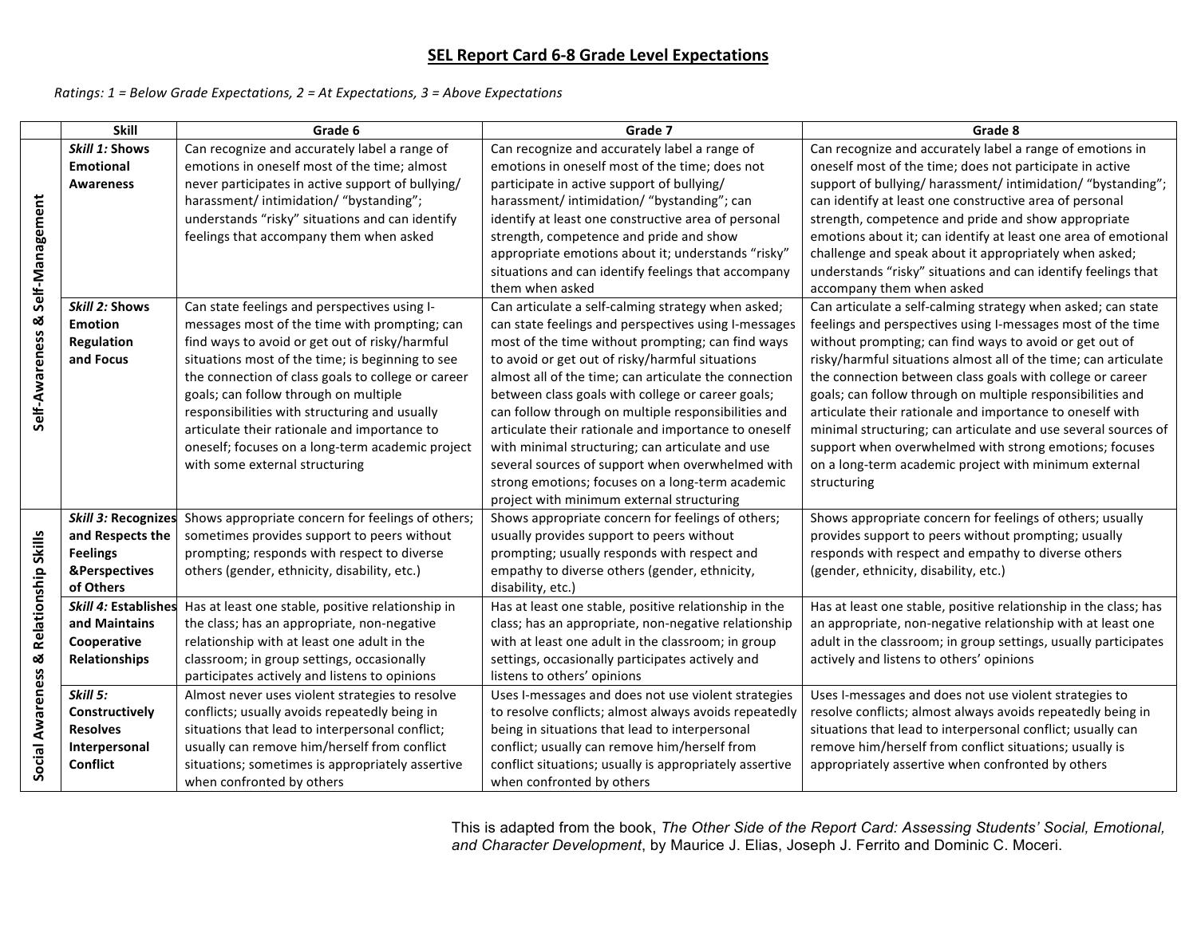# SEL Report Card 6-8 Grade Level Expectations

*Ratings: 1 = Below Grade Expectations, 2 = At Expectations, 3 = Above Expectations*

| | Skill | Grade 6 | Grade 7 | Grade 8 |
|---|---|---|---|---|
| **Self-Awareness & Self-Management** | ***Skill 1:* Shows Emotional Awareness** | Can recognize and accurately label a range of emotions in oneself most of the time; almost never participates in active support of bullying/ harassment/ intimidation/ "bystanding"; understands "risky" situations and can identify feelings that accompany them when asked | Can recognize and accurately label a range of emotions in oneself most of the time; does not participate in active support of bullying/ harassment/ intimidation/ "bystanding"; can identify at least one constructive area of personal strength, competence and pride and show appropriate emotions about it; understands "risky" situations and can identify feelings that accompany them when asked | Can recognize and accurately label a range of emotions in oneself most of the time; does not participate in active support of bullying/ harassment/ intimidation/ "bystanding"; can identify at least one constructive area of personal strength, competence and pride and show appropriate emotions about it; can identify at least one area of emotional challenge and speak about it appropriately when asked; understands "risky" situations and can identify feelings that accompany them when asked |
| | ***Skill 2:* Shows Emotion Regulation and Focus** | Can state feelings and perspectives using I-messages most of the time with prompting; can find ways to avoid or get out of risky/harmful situations most of the time; is beginning to see the connection of class goals to college or career goals; can follow through on multiple responsibilities with structuring and usually articulate their rationale and importance to oneself; focuses on a long-term academic project with some external structuring | Can articulate a self-calming strategy when asked; can state feelings and perspectives using I-messages most of the time without prompting; can find ways to avoid or get out of risky/harmful situations almost all of the time; can articulate the connection between class goals with college or career goals; can follow through on multiple responsibilities and articulate their rationale and importance to oneself with minimal structuring; can articulate and use several sources of support when overwhelmed with strong emotions; focuses on a long-term academic project with minimum external structuring | Can articulate a self-calming strategy when asked; can state feelings and perspectives using I-messages most of the time without prompting; can find ways to avoid or get out of risky/harmful situations almost all of the time; can articulate the connection between class goals with college or career goals; can follow through on multiple responsibilities and articulate their rationale and importance to oneself with minimal structuring; can articulate and use several sources of support when overwhelmed with strong emotions; focuses on a long-term academic project with minimum external structuring |
| **Social Awareness & Relationship Skills** | ***Skill 3:* Recognizes and Respects the Feelings &Perspectives of Others** | Shows appropriate concern for feelings of others; sometimes provides support to peers without prompting; responds with respect to diverse others (gender, ethnicity, disability, etc.) | Shows appropriate concern for feelings of others; usually provides support to peers without prompting; usually responds with respect and empathy to diverse others (gender, ethnicity, disability, etc.) | Shows appropriate concern for feelings of others; usually provides support to peers without prompting; usually responds with respect and empathy to diverse others (gender, ethnicity, disability, etc.) |
| | ***Skill 4:* Establishes and Maintains Cooperative Relationships** | Has at least one stable, positive relationship in the class; has an appropriate, non-negative relationship with at least one adult in the classroom; in group settings, occasionally participates actively and listens to opinions | Has at least one stable, positive relationship in the class; has an appropriate, non-negative relationship with at least one adult in the classroom; in group settings, occasionally participates actively and listens to others' opinions | Has at least one stable, positive relationship in the class; has an appropriate, non-negative relationship with at least one adult in the classroom; in group settings, usually participates actively and listens to others' opinions |
| | ***Skill 5:* Constructively Resolves Interpersonal Conflict** | Almost never uses violent strategies to resolve conflicts; usually avoids repeatedly being in situations that lead to interpersonal conflict; usually can remove him/herself from conflict situations; sometimes is appropriately assertive when confronted by others | Uses I-messages and does not use violent strategies to resolve conflicts; almost always avoids repeatedly being in situations that lead to interpersonal conflict; usually can remove him/herself from conflict situations; usually is appropriately assertive when confronted by others | Uses I-messages and does not use violent strategies to resolve conflicts; almost always avoids repeatedly being in situations that lead to interpersonal conflict; usually can remove him/herself from conflict situations; usually is appropriately assertive when confronted by others |

This is adapted from the book, *The Other Side of the Report Card: Assessing Students' Social, Emotional, and Character Development*, by Maurice J. Elias, Joseph J. Ferrito and Dominic C. Moceri.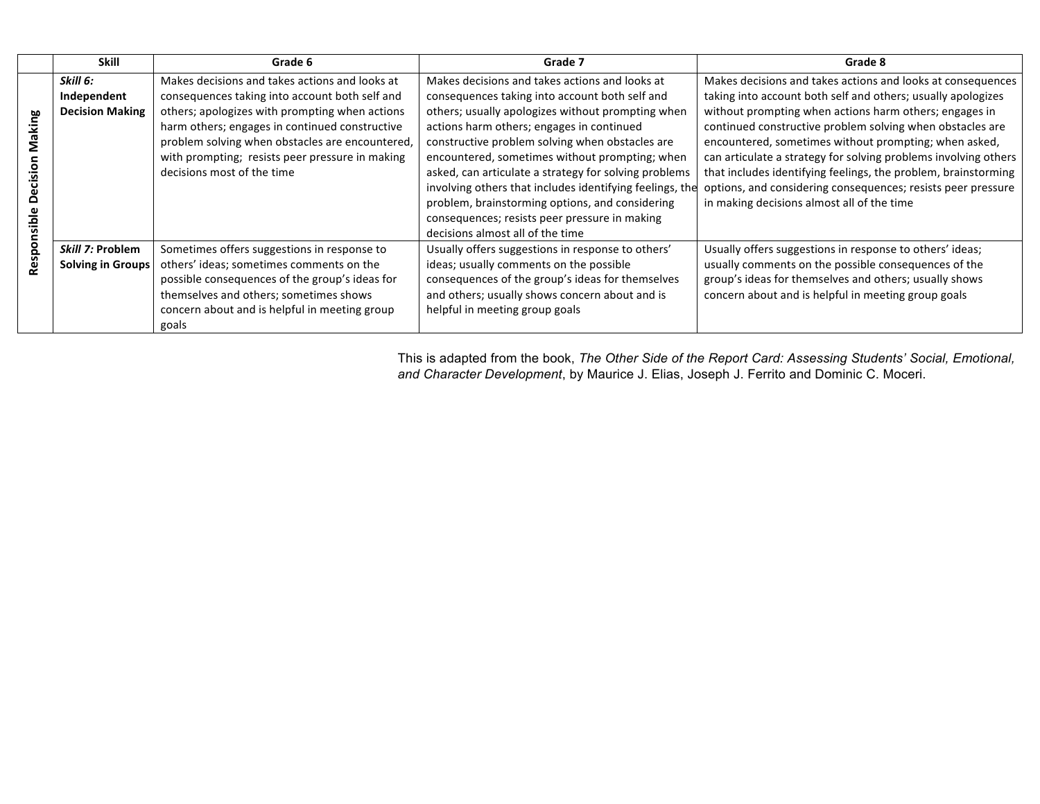|  | Skill | Grade 6 | Grade 7 | Grade 8 |
|---|---|---|---|---|
| Responsible Decision Making | ***Skill 6:* Independent Decision Making** | Makes decisions and takes actions and looks at consequences taking into account both self and others; apologizes with prompting when actions harm others; engages in continued constructive problem solving when obstacles are encountered, with prompting; resists peer pressure in making decisions most of the time | Makes decisions and takes actions and looks at consequences taking into account both self and others; usually apologizes without prompting when actions harm others; engages in continued constructive problem solving when obstacles are encountered, sometimes without prompting; when asked, can articulate a strategy for solving problems involving others that includes identifying feelings, the problem, brainstorming options, and considering consequences; resists peer pressure in making decisions almost all of the time | Makes decisions and takes actions and looks at consequences taking into account both self and others; usually apologizes without prompting when actions harm others; engages in continued constructive problem solving when obstacles are encountered, sometimes without prompting; when asked, can articulate a strategy for solving problems involving others that includes identifying feelings, the problem, brainstorming options, and considering consequences; resists peer pressure in making decisions almost all of the time |
|  | ***Skill 7:* Problem Solving in Groups** | Sometimes offers suggestions in response to others' ideas; sometimes comments on the possible consequences of the group's ideas for themselves and others; sometimes shows concern about and is helpful in meeting group goals | Usually offers suggestions in response to others' ideas; usually comments on the possible consequences of the group's ideas for themselves and others; usually shows concern about and is helpful in meeting group goals | Usually offers suggestions in response to others' ideas; usually comments on the possible consequences of the group's ideas for themselves and others; usually shows concern about and is helpful in meeting group goals |

This is adapted from the book, *The Other Side of the Report Card: Assessing Students' Social, Emotional, and Character Development*, by Maurice J. Elias, Joseph J. Ferrito and Dominic C. Moceri.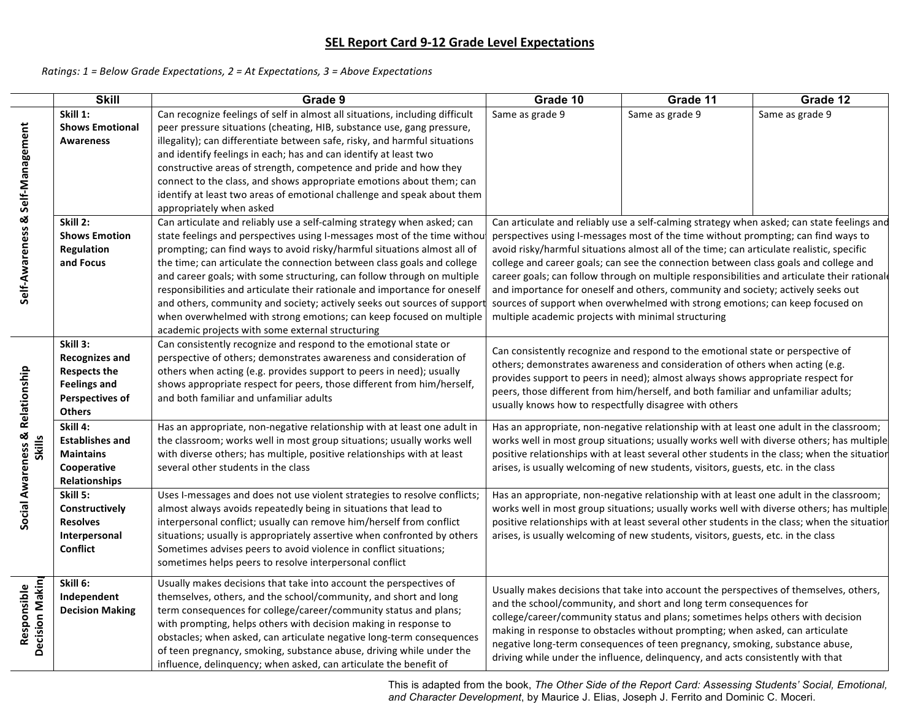## SEL Report Card 9-12 Grade Level Expectations

*Ratings: 1 = Below Grade Expectations, 2 = At Expectations, 3 = Above Expectations*

| | Skill | Grade 9 | Grade 10 | Grade 11 | Grade 12 |
|---|---|---|---|---|---|
| Self-Awareness & Self-Management | **Skill 1: Shows Emotional Awareness** | Can recognize feelings of self in almost all situations, including difficult peer pressure situations (cheating, HIB, substance use, gang pressure, illegality); can differentiate between safe, risky, and harmful situations and identify feelings in each; has and can identify at least two constructive areas of strength, competence and pride and how they connect to the class, and shows appropriate emotions about them; can identify at least two areas of emotional challenge and speak about them appropriately when asked | Same as grade 9 | Same as grade 9 | Same as grade 9 |
| | **Skill 2: Shows Emotion Regulation and Focus** | Can articulate and reliably use a self-calming strategy when asked; can state feelings and perspectives using I-messages most of the time without prompting; can find ways to avoid risky/harmful situations almost all of the time; can articulate the connection between class goals and college and career goals; with some structuring, can follow through on multiple responsibilities and articulate their rationale and importance for oneself and others, community and society; actively seeks out sources of support when overwhelmed with strong emotions; can keep focused on multiple academic projects with some external structuring | Can articulate and reliably use a self-calming strategy when asked; can state feelings and perspectives using I-messages most of the time without prompting; can find ways to avoid risky/harmful situations almost all of the time; can articulate realistic, specific college and career goals; can see the connection between class goals and college and career goals; can follow through on multiple responsibilities and articulate their rationale and importance for oneself and others, community and society; actively seeks out sources of support when overwhelmed with strong emotions; can keep focused on multiple academic projects with minimal structuring | | |
| Social Awareness & Relationship Skills | **Skill 3: Recognizes and Respects the Feelings and Perspectives of Others** | Can consistently recognize and respond to the emotional state or perspective of others; demonstrates awareness and consideration of others when acting (e.g. provides support to peers in need); usually shows appropriate respect for peers, those different from him/herself, and both familiar and unfamiliar adults | Can consistently recognize and respond to the emotional state or perspective of others; demonstrates awareness and consideration of others when acting (e.g. provides support to peers in need); almost always shows appropriate respect for peers, those different from him/herself, and both familiar and unfamiliar adults; usually knows how to respectfully disagree with others | | |
| | **Skill 4: Establishes and Maintains Cooperative Relationships** | Has an appropriate, non-negative relationship with at least one adult in the classroom; works well in most group situations; usually works well with diverse others; has multiple, positive relationships with at least several other students in the class | Has an appropriate, non-negative relationship with at least one adult in the classroom; works well in most group situations; usually works well with diverse others; has multiple positive relationships with at least several other students in the class; when the situation arises, is usually welcoming of new students, visitors, guests, etc. in the class | | |
| | **Skill 5: Constructively Resolves Interpersonal Conflict** | Uses I-messages and does not use violent strategies to resolve conflicts; almost always avoids repeatedly being in situations that lead to interpersonal conflict; usually can remove him/herself from conflict situations; usually is appropriately assertive when confronted by others Sometimes advises peers to avoid violence in conflict situations; sometimes helps peers to resolve interpersonal conflict | Has an appropriate, non-negative relationship with at least one adult in the classroom; works well in most group situations; usually works well with diverse others; has multiple positive relationships with at least several other students in the class; when the situation arises, is usually welcoming of new students, visitors, guests, etc. in the class | | |
| Responsible Decision Making | **Skill 6: Independent Decision Making** | Usually makes decisions that take into account the perspectives of themselves, others, and the school/community, and short and long term consequences for college/career/community status and plans; with prompting, helps others with decision making in response to obstacles; when asked, can articulate negative long-term consequences of teen pregnancy, smoking, substance abuse, driving while under the influence, delinquency; when asked, can articulate the benefit of | Usually makes decisions that take into account the perspectives of themselves, others, and the school/community, and short and long term consequences for college/career/community status and plans; sometimes helps others with decision making in response to obstacles without prompting; when asked, can articulate negative long-term consequences of teen pregnancy, smoking, substance abuse, driving while under the influence, delinquency, and acts consistently with that | | |

This is adapted from the book, *The Other Side of the Report Card: Assessing Students' Social, Emotional, and Character Development*, by Maurice J. Elias, Joseph J. Ferrito and Dominic C. Moceri.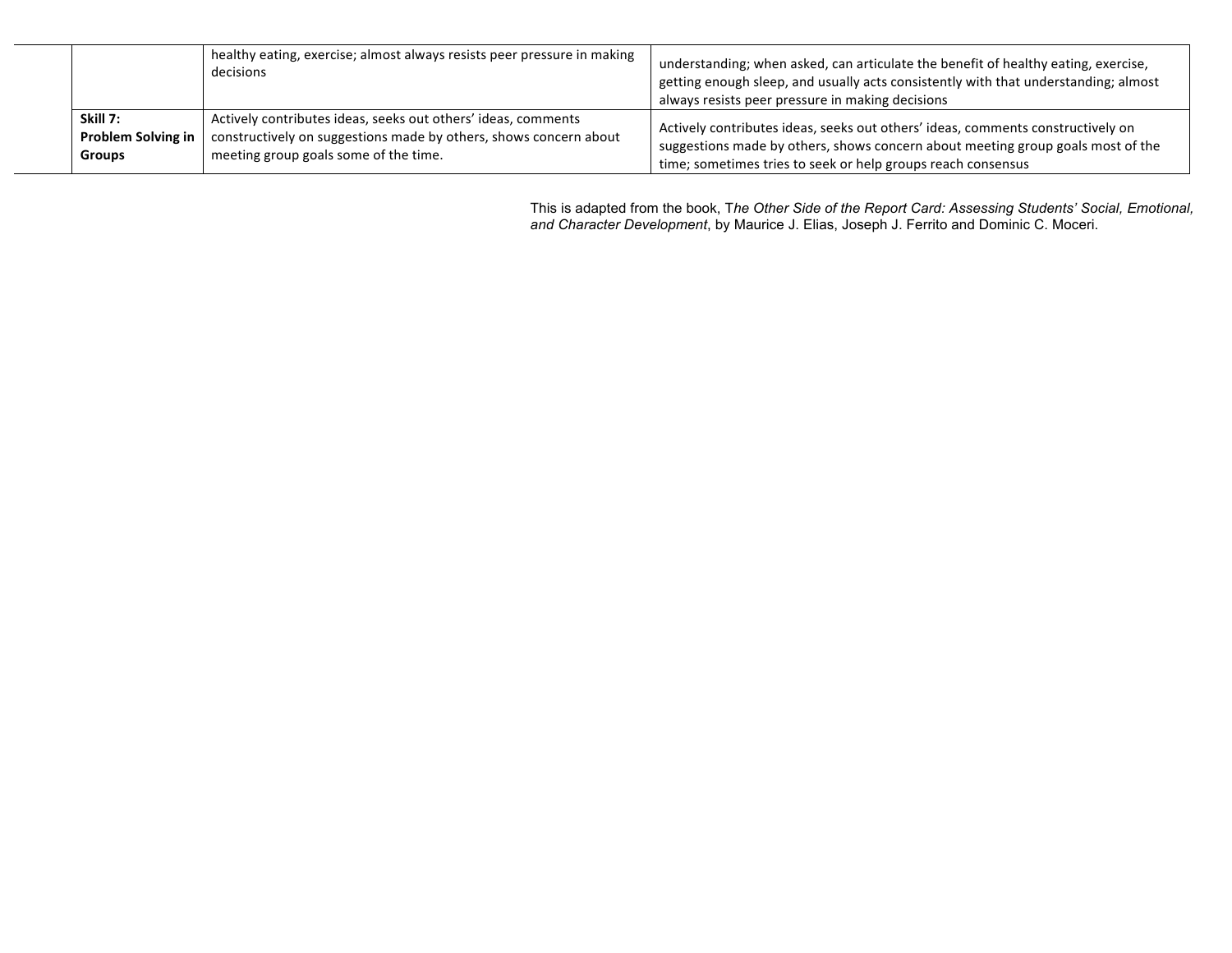| | | | |
|---|---|---|---|
| | | healthy eating, exercise; almost always resists peer pressure in making decisions | understanding; when asked, can articulate the benefit of healthy eating, exercise, getting enough sleep, and usually acts consistently with that understanding; almost always resists peer pressure in making decisions |
| | **Skill 7: Problem Solving in Groups** | Actively contributes ideas, seeks out others' ideas, comments constructively on suggestions made by others, shows concern about meeting group goals some of the time. | Actively contributes ideas, seeks out others' ideas, comments constructively on suggestions made by others, shows concern about meeting group goals most of the time; sometimes tries to seek or help groups reach consensus |

This is adapted from the book, T*he Other Side of the Report Card: Assessing Students' Social, Emotional, and Character Development*, by Maurice J. Elias, Joseph J. Ferrito and Dominic C. Moceri.